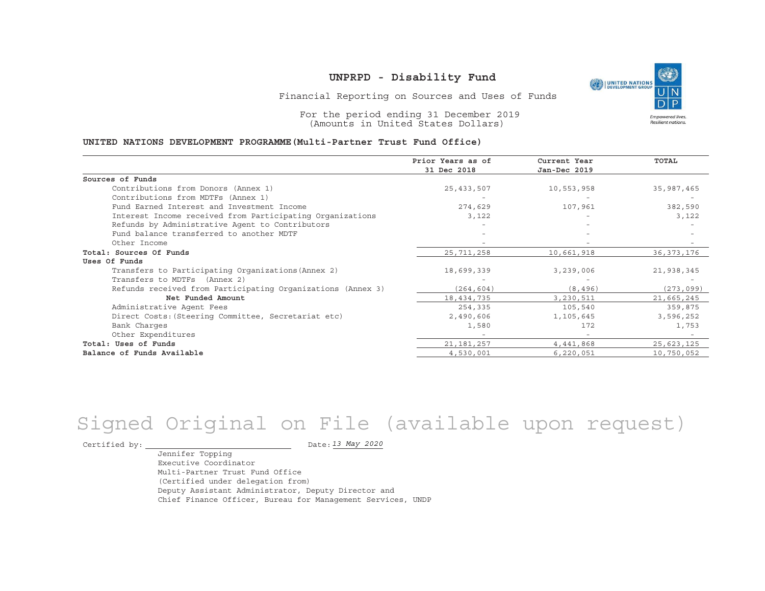# UNPRPD - Disability Fund

Financial Reporting on Sources and Uses of Funds

For the period ending 31 December 2019
(Amounts in United States Dollars)

**UNITED NATIONS DEVELOPMENT PROGRAMME(Multi-Partner Trust Fund Office)**

| | Prior Years as of 31 Dec 2018 | Current Year Jan-Dec 2019 | TOTAL |
|---|---|---|---|
| **Sources of Funds** | | | |
| Contributions from Donors (Annex 1) | 25,433,507 | 10,553,958 | 35,987,465 |
| Contributions from MDTFs (Annex 1) | - | - | - |
| Fund Earned Interest and Investment Income | 274,629 | 107,961 | 382,590 |
| Interest Income received from Participating Organizations | 3,122 | - | 3,122 |
| Refunds by Administrative Agent to Contributors | - | - | - |
| Fund balance transferred to another MDTF | - | - | - |
| Other Income | - | - | - |
| **Total: Sources Of Funds** | 25,711,258 | 10,661,918 | 36,373,176 |
| **Uses Of Funds** | | | |
| Transfers to Participating Organizations(Annex 2) | 18,699,339 | 3,239,006 | 21,938,345 |
| Transfers to MDTFs (Annex 2) | - | - | - |
| Refunds received from Participating Organizations (Annex 3) | (264,604) | (8,496) | (273,099) |
| **Net Funded Amount** | 18,434,735 | 3,230,511 | 21,665,245 |
| Administrative Agent Fees | 254,335 | 105,540 | 359,875 |
| Direct Costs:(Steering Committee, Secretariat etc) | 2,490,606 | 1,105,645 | 3,596,252 |
| Bank Charges | 1,580 | 172 | 1,753 |
| Other Expenditures | - | - | - |
| **Total: Uses of Funds** | 21,181,257 | 4,441,868 | 25,623,125 |
| **Balance of Funds Available** | 4,530,001 | 6,220,051 | 10,750,052 |

Signed Original on File (available upon request)

Certified by: ______________________ Date: *13 May 2020*

Jennifer Topping
Executive Coordinator
Multi-Partner Trust Fund Office
(Certified under delegation from)
Deputy Assistant Administrator, Deputy Director and
Chief Finance Officer, Bureau for Management Services, UNDP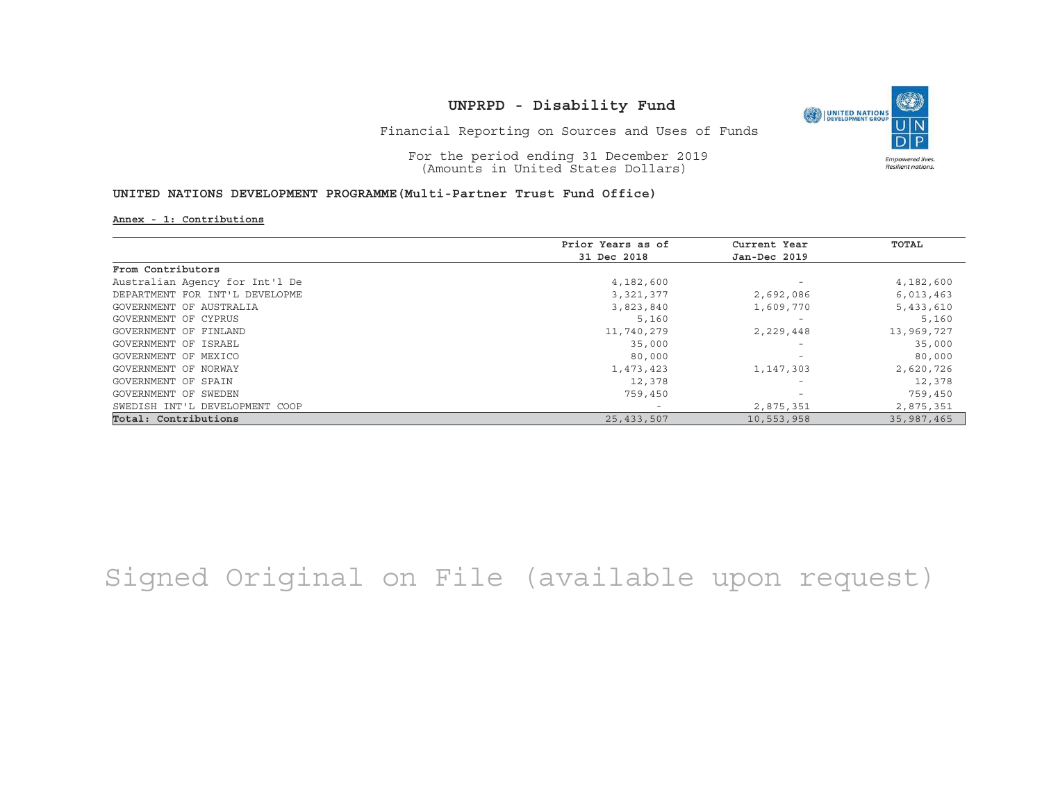# UNPRPD - Disability Fund

Financial Reporting on Sources and Uses of Funds

For the period ending 31 December 2019
(Amounts in United States Dollars)

**UNITED NATIONS DEVELOPMENT PROGRAMME(Multi-Partner Trust Fund Office)**

**Annex - 1: Contributions**

| | Prior Years as of 31 Dec 2018 | Current Year Jan-Dec 2019 | TOTAL |
|---|---|---|---|
| **From Contributors** | | | |
| Australian Agency for Int'l De | 4,182,600 | - | 4,182,600 |
| DEPARTMENT FOR INT'L DEVELOPME | 3,321,377 | 2,692,086 | 6,013,463 |
| GOVERNMENT OF AUSTRALIA | 3,823,840 | 1,609,770 | 5,433,610 |
| GOVERNMENT OF CYPRUS | 5,160 | - | 5,160 |
| GOVERNMENT OF FINLAND | 11,740,279 | 2,229,448 | 13,969,727 |
| GOVERNMENT OF ISRAEL | 35,000 | - | 35,000 |
| GOVERNMENT OF MEXICO | 80,000 | - | 80,000 |
| GOVERNMENT OF NORWAY | 1,473,423 | 1,147,303 | 2,620,726 |
| GOVERNMENT OF SPAIN | 12,378 | - | 12,378 |
| GOVERNMENT OF SWEDEN | 759,450 | - | 759,450 |
| SWEDISH INT'L DEVELOPMENT COOP | - | 2,875,351 | 2,875,351 |
| **Total: Contributions** | 25,433,507 | 10,553,958 | 35,987,465 |

Signed Original on File (available upon request)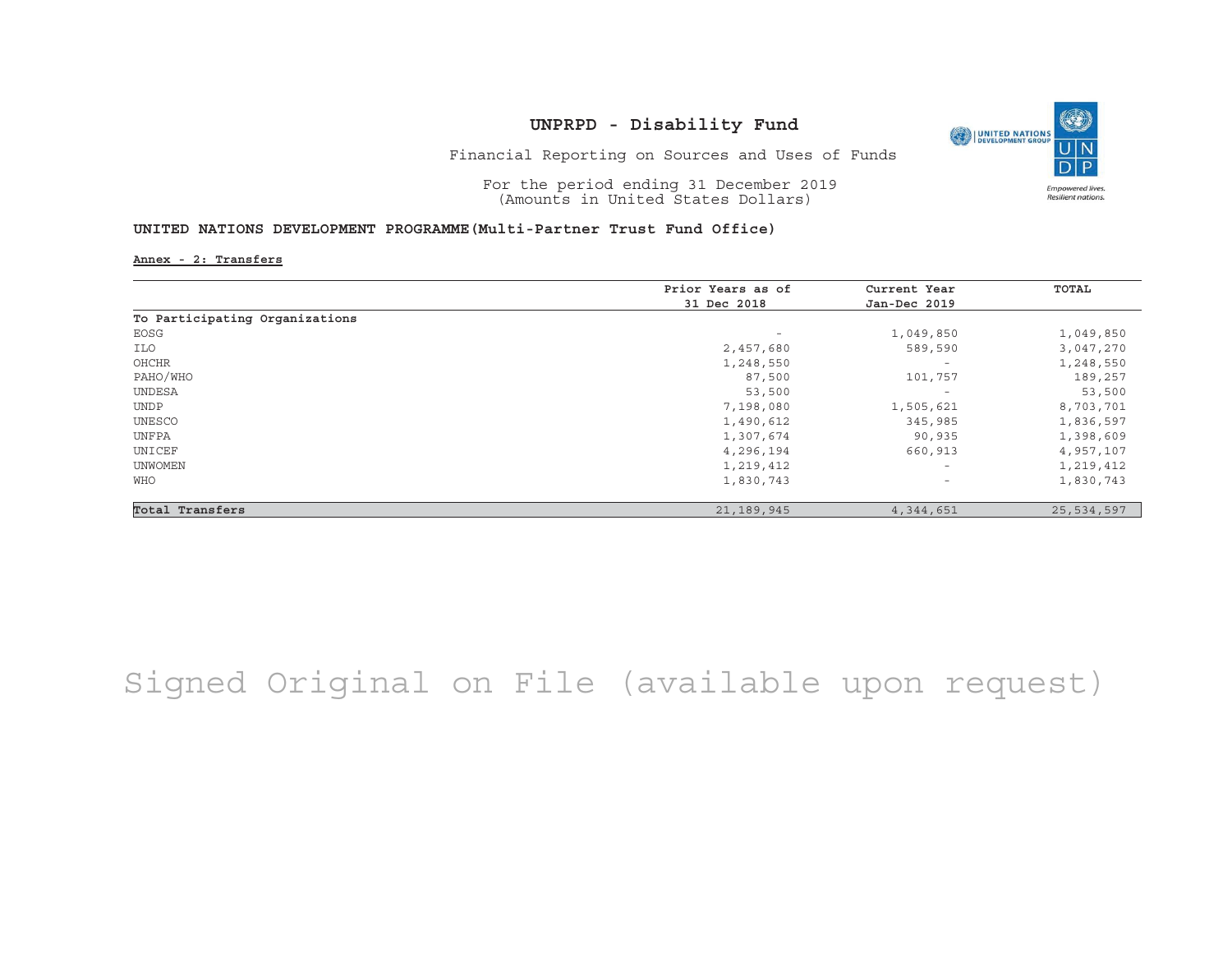# UNPRPD - Disability Fund

Financial Reporting on Sources and Uses of Funds

For the period ending 31 December 2019
(Amounts in United States Dollars)

**UNITED NATIONS DEVELOPMENT PROGRAMME(Multi-Partner Trust Fund Office)**

**Annex - 2: Transfers**

| | Prior Years as of 31 Dec 2018 | Current Year Jan-Dec 2019 | TOTAL |
|---|---|---|---|
| **To Participating Organizations** | | | |
| EOSG | - | 1,049,850 | 1,049,850 |
| ILO | 2,457,680 | 589,590 | 3,047,270 |
| OHCHR | 1,248,550 | - | 1,248,550 |
| PAHO/WHO | 87,500 | 101,757 | 189,257 |
| UNDESA | 53,500 | - | 53,500 |
| UNDP | 7,198,080 | 1,505,621 | 8,703,701 |
| UNESCO | 1,490,612 | 345,985 | 1,836,597 |
| UNFPA | 1,307,674 | 90,935 | 1,398,609 |
| UNICEF | 4,296,194 | 660,913 | 4,957,107 |
| UNWOMEN | 1,219,412 | - | 1,219,412 |
| WHO | 1,830,743 | - | 1,830,743 |
| **Total Transfers** | 21,189,945 | 4,344,651 | 25,534,597 |

Signed Original on File (available upon request)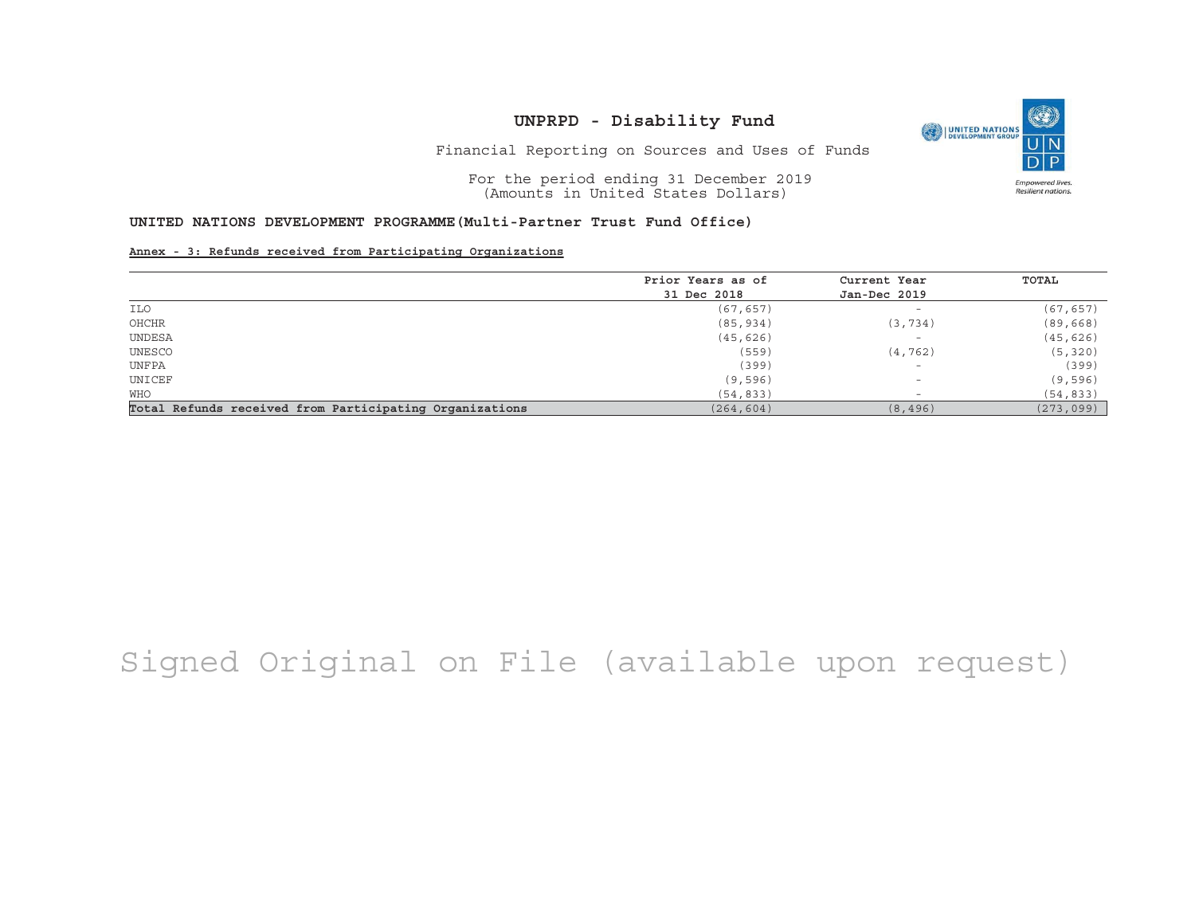# UNPRPD - Disability Fund

Financial Reporting on Sources and Uses of Funds

For the period ending 31 December 2019
(Amounts in United States Dollars)

**UNITED NATIONS DEVELOPMENT PROGRAMME(Multi-Partner Trust Fund Office)**

**Annex - 3: Refunds received from Participating Organizations**

| | Prior Years as of 31 Dec 2018 | Current Year Jan-Dec 2019 | TOTAL |
|---|---|---|---|
| ILO | (67,657) | - | (67,657) |
| OHCHR | (85,934) | (3,734) | (89,668) |
| UNDESA | (45,626) | - | (45,626) |
| UNESCO | (559) | (4,762) | (5,320) |
| UNFPA | (399) | - | (399) |
| UNICEF | (9,596) | - | (9,596) |
| WHO | (54,833) | - | (54,833) |
| **Total Refunds received from Participating Organizations** | (264,604) | (8,496) | (273,099) |

Signed Original on File (available upon request)